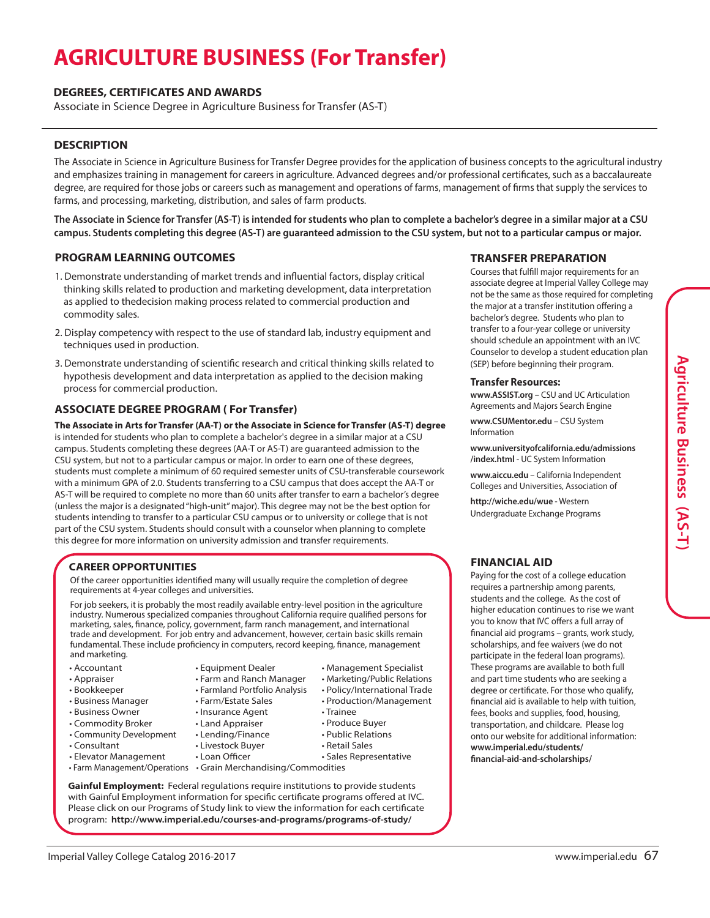# AGRICULTURE BUSINESS (For Transfer)

### DEGREES, CERTIFICATES AND AWARDS

Associate in Science Degree in Agriculture Business for Transfer (AS-T)

### DESCRIPTION

The Associate in Science in Agriculture Business for Transfer Degree provides for the application of business concepts to the agricultural industry and emphasizes training in management for careers in agriculture. Advanced degrees and/or professional certificates, such as a baccalaureate degree, are required for those jobs or careers such as management and operations of farms, management of firms that supply the services to farms, and processing, marketing, distribution, and sales of farm products.

**The Associate in Science for Transfer (AS-T) is intended for students who plan to complete a bachelor's degree in a similar major at a CSU campus. Students completing this degree (AS-T) are guaranteed admission to the CSU system, but not to a particular campus or major.**

### PROGRAM LEARNING OUTCOMES

1. Demonstrate understanding of market trends and influential factors, display critical thinking skills related to production and marketing development, data interpretation as applied to thedecision making process related to commercial production and commodity sales.
2. Display competency with respect to the use of standard lab, industry equipment and techniques used in production.
3. Demonstrate understanding of scientific research and critical thinking skills related to hypothesis development and data interpretation as applied to the decision making process for commercial production.

### ASSOCIATE DEGREE PROGRAM ( For Transfer)

**The Associate in Arts for Transfer (AA-T) or the Associate in Science for Transfer (AS-T) degree** is intended for students who plan to complete a bachelor's degree in a similar major at a CSU campus. Students completing these degrees (AA-T or AS-T) are guaranteed admission to the CSU system, but not to a particular campus or major. In order to earn one of these degrees, students must complete a minimum of 60 required semester units of CSU-transferable coursework with a minimum GPA of 2.0. Students transferring to a CSU campus that does accept the AA-T or AS-T will be required to complete no more than 60 units after transfer to earn a bachelor's degree (unless the major is a designated "high-unit" major). This degree may not be the best option for students intending to transfer to a particular CSU campus or to university or college that is not part of the CSU system. Students should consult with a counselor when planning to complete this degree for more information on university admission and transfer requirements.

### CAREER OPPORTUNITIES

Of the career opportunities identified many will usually require the completion of degree requirements at 4-year colleges and universities.

For job seekers, it is probably the most readily available entry-level position in the agriculture industry. Numerous specialized companies throughout California require qualified persons for marketing, sales, finance, policy, government, farm ranch management, and international trade and development. For job entry and advancement, however, certain basic skills remain fundamental. These include proficiency in computers, record keeping, finance, management and marketing.

- Accountant
- Appraiser
- Bookkeeper
- Business Manager
- Business Owner
- Commodity Broker
- Community Development
- Consultant
- Elevator Management
- Farm Management/Operations
- Equipment Dealer
- Farm and Ranch Manager
- Farmland Portfolio Analysis
- Farm/Estate Sales
- Insurance Agent
- Land Appraiser
- Lending/Finance
- Livestock Buyer
- Loan Officer
- Grain Merchandising/Commodities
- Management Specialist
- Marketing/Public Relations
- Policy/International Trade
- Production/Management
- Trainee
- Produce Buyer
- Public Relations
- Retail Sales
- Sales Representative

**Gainful Employment:** Federal regulations require institutions to provide students with Gainful Employment information for specific certificate programs offered at IVC. Please click on our Programs of Study link to view the information for each certificate program: **http://www.imperial.edu/courses-and-programs/programs-of-study/**

### TRANSFER PREPARATION

Courses that fulfill major requirements for an associate degree at Imperial Valley College may not be the same as those required for completing the major at a transfer institution offering a bachelor's degree. Students who plan to transfer to a four-year college or university should schedule an appointment with an IVC Counselor to develop a student education plan (SEP) before beginning their program.

**Transfer Resources:**

**www.ASSIST.org** – CSU and UC Articulation Agreements and Majors Search Engine

**www.CSUMentor.edu** – CSU System Information

**www.universityofcalifornia.edu/admissions/index.html** - UC System Information

**www.aiccu.edu** – California Independent Colleges and Universities, Association of

**http://wiche.edu/wue** - Western Undergraduate Exchange Programs

### FINANCIAL AID

Paying for the cost of a college education requires a partnership among parents, students and the college. As the cost of higher education continues to rise we want you to know that IVC offers a full array of financial aid programs – grants, work study, scholarships, and fee waivers (we do not participate in the federal loan programs). These programs are available to both full and part time students who are seeking a degree or certificate. For those who qualify, financial aid is available to help with tuition, fees, books and supplies, food, housing, transportation, and childcare. Please log onto our website for additional information: **www.imperial.edu/students/financial-aid-and-scholarships/**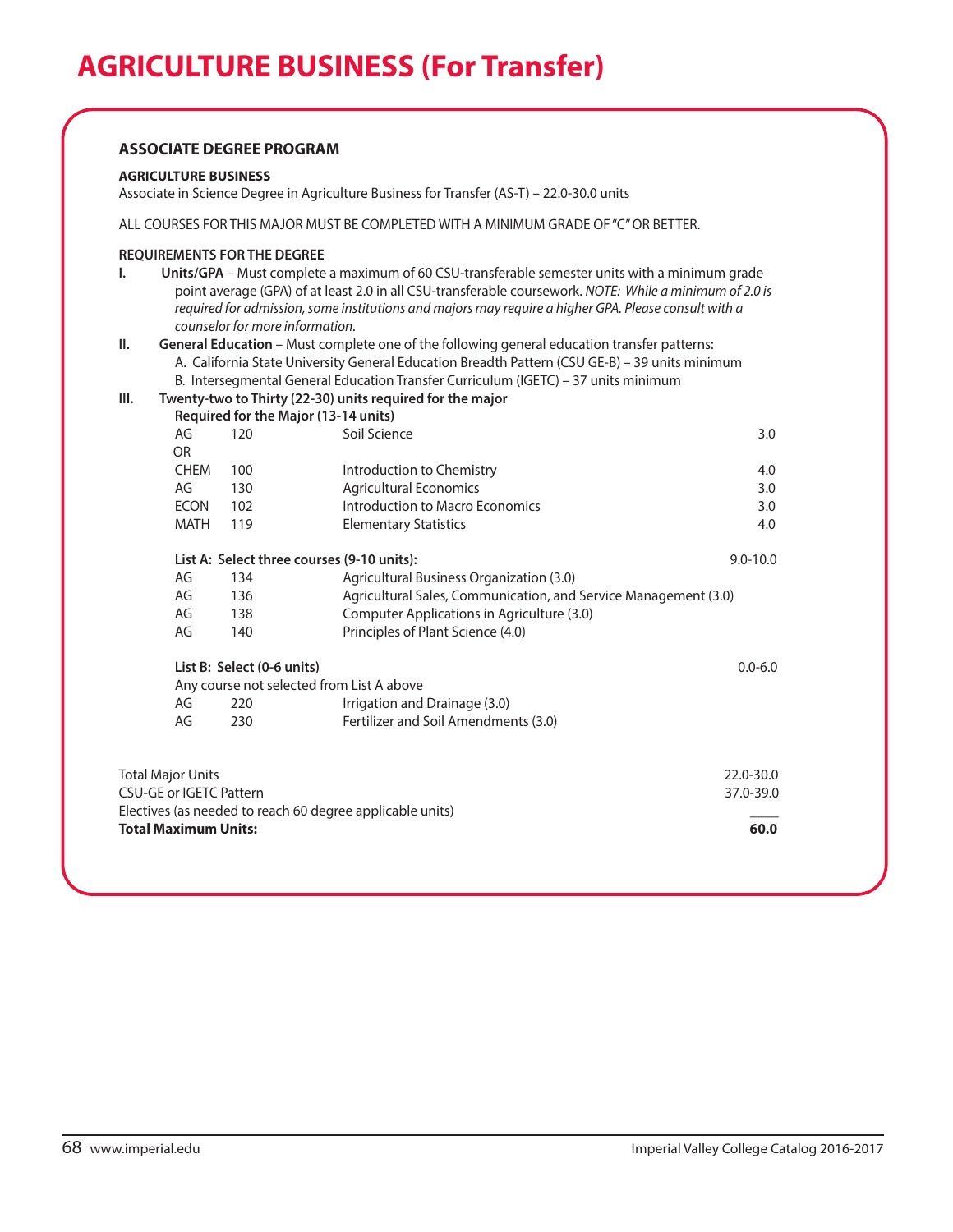# AGRICULTURE BUSINESS (For Transfer)

## ASSOCIATE DEGREE PROGRAM

**AGRICULTURE BUSINESS**

Associate in Science Degree in Agriculture Business for Transfer (AS-T) – 22.0-30.0 units

ALL COURSES FOR THIS MAJOR MUST BE COMPLETED WITH A MINIMUM GRADE OF "C" OR BETTER.

**REQUIREMENTS FOR THE DEGREE**

**I. Units/GPA** – Must complete a maximum of 60 CSU-transferable semester units with a minimum grade point average (GPA) of at least 2.0 in all CSU-transferable coursework. *NOTE: While a minimum of 2.0 is required for admission, some institutions and majors may require a higher GPA. Please consult with a counselor for more information.*

**II. General Education** – Must complete one of the following general education transfer patterns:

A. California State University General Education Breadth Pattern (CSU GE-B) – 39 units minimum

B. Intersegmental General Education Transfer Curriculum (IGETC) – 37 units minimum

**III. Twenty-two to Thirty (22-30) units required for the major**

**Required for the Major (13-14 units)**

| | | | |
|---|---|---|---|
| AG | 120 | Soil Science | 3.0 |
| OR | | | |
| CHEM | 100 | Introduction to Chemistry | 4.0 |
| AG | 130 | Agricultural Economics | 3.0 |
| ECON | 102 | Introduction to Macro Economics | 3.0 |
| MATH | 119 | Elementary Statistics | 4.0 |

**List A: Select three courses (9-10 units):** 9.0-10.0

| | | |
|---|---|---|
| AG | 134 | Agricultural Business Organization (3.0) |
| AG | 136 | Agricultural Sales, Communication, and Service Management (3.0) |
| AG | 138 | Computer Applications in Agriculture (3.0) |
| AG | 140 | Principles of Plant Science (4.0) |

**List B: Select (0-6 units)** 0.0-6.0

Any course not selected from List A above

| | | |
|---|---|---|
| AG | 220 | Irrigation and Drainage (3.0) |
| AG | 230 | Fertilizer and Soil Amendments (3.0) |

| | |
|---|---|
| Total Major Units | 22.0-30.0 |
| CSU-GE or IGETC Pattern | 37.0-39.0 |
| Electives (as needed to reach 60 degree applicable units) | ____ |
| **Total Maximum Units:** | **60.0** |